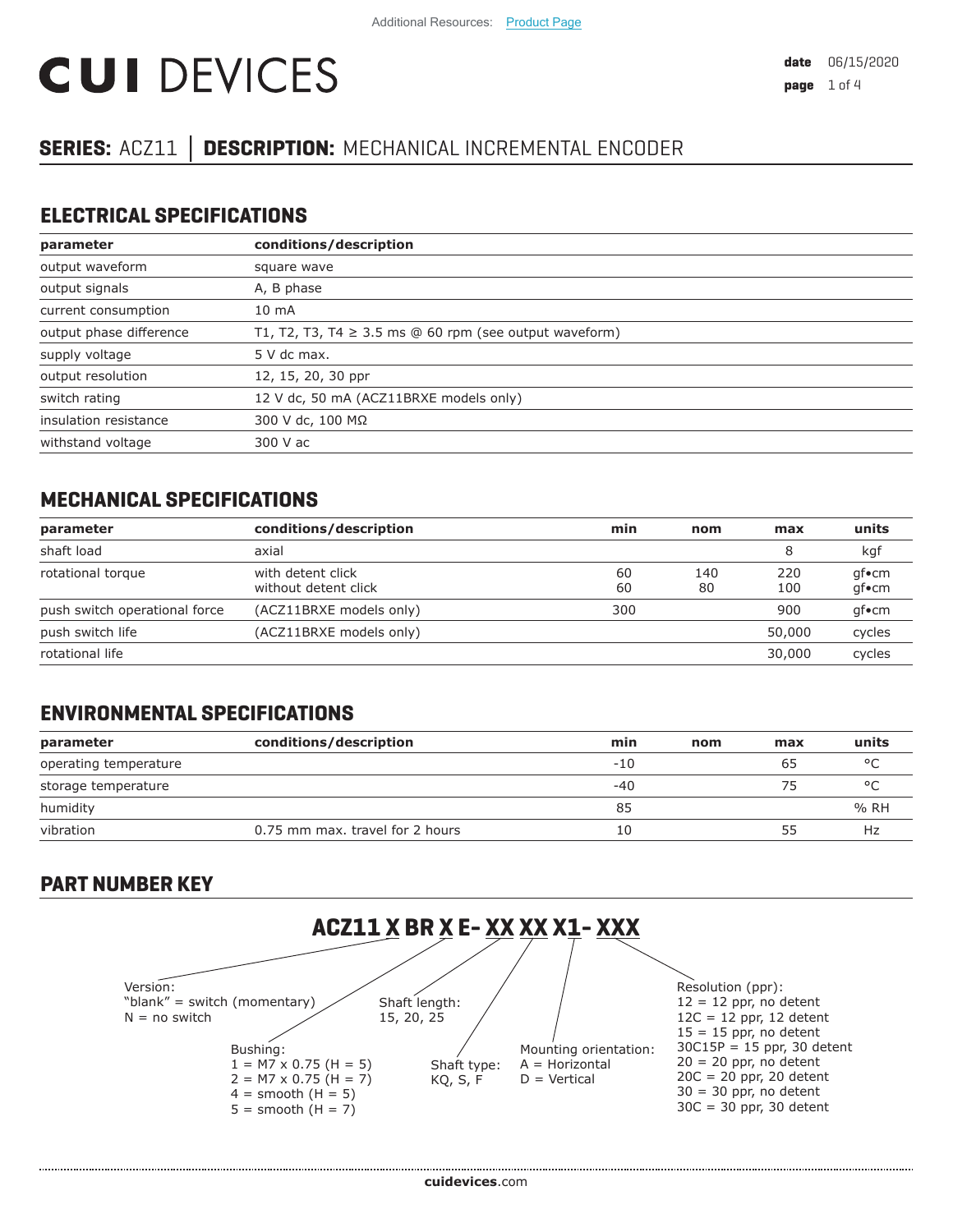Additional Resources: Product Page

# CUI DEVICES

date 06/15/2020

## SERIES: ACZ11 | DESCRIPTION: MECHANICAL INCREMENTAL ENCODER

## ELECTRICAL SPECIFICATIONS

| parameter | conditions/description |
|---|---|
| output waveform | square wave |
| output signals | A, B phase |
| current consumption | 10 mA |
| output phase difference | T1, T2, T3, T4 ≥ 3.5 ms @ 60 rpm (see output waveform) |
| supply voltage | 5 V dc max. |
| output resolution | 12, 15, 20, 30 ppr |
| switch rating | 12 V dc, 50 mA (ACZ11BRXE models only) |
| insulation resistance | 300 V dc, 100 MΩ |
| withstand voltage | 300 V ac |

## MECHANICAL SPECIFICATIONS

| parameter | conditions/description | min | nom | max | units |
|---|---|---|---|---|---|
| shaft load | axial | | | 8 | kgf |
| rotational torque | with detent click<br>without detent click | 60<br>60 | 140<br>80 | 220<br>100 | gf•cm<br>gf•cm |
| push switch operational force | (ACZ11BRXE models only) | 300 | | 900 | gf•cm |
| push switch life | (ACZ11BRXE models only) | | | 50,000 | cycles |
| rotational life | | | | 30,000 | cycles |

## ENVIRONMENTAL SPECIFICATIONS

| parameter | conditions/description | min | nom | max | units |
|---|---|---|---|---|---|
| operating temperature | | -10 | | 65 | °C |
| storage temperature | | -40 | | 75 | °C |
| humidity | | 85 | | | % RH |
| vibration | 0.75 mm max. travel for 2 hours | 10 | | 55 | Hz |

## PART NUMBER KEY

**ACZ11 X BR X E- XX XX X1- XXX**

Version:
"blank" = switch (momentary)
N = no switch

Bushing:
1 = M7 x 0.75 (H = 5)
2 = M7 x 0.75 (H = 7)
4 = smooth (H = 5)
5 = smooth (H = 7)

Shaft length:
15, 20, 25

Shaft type:
KQ, S, F

Mounting orientation:
A = Horizontal
D = Vertical

Resolution (ppr):
12 = 12 ppr, no detent
12C = 12 ppr, 12 detent
15 = 15 ppr, no detent
30C15P = 15 ppr, 30 detent
20 = 20 ppr, no detent
20C = 20 ppr, 20 detent
30 = 30 ppr, no detent
30C = 30 ppr, 30 detent

cuidevices.com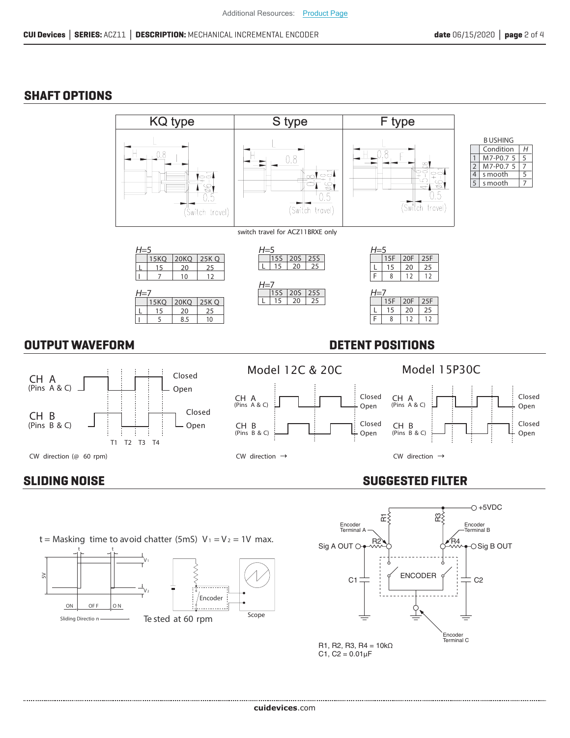## SHAFT OPTIONS

KQ type | S type | F type

switch travel for ACZ11BRXE only

BUSHING

| | Condition | H |
|---|---|---|
| 1 | M7-P0.75 | 5 |
| 2 | M7-P0.75 | 7 |
| 4 | smooth | 5 |
| 5 | smooth | 7 |

KQ type, H=5

| | 15KQ | 20KQ | 25KQ |
|---|---|---|---|
| L | 15 | 20 | 25 |
| l | 7 | 10 | 12 |

KQ type, H=7

| | 15KQ | 20KQ | 25KQ |
|---|---|---|---|
| L | 15 | 20 | 25 |
| l | 5 | 8.5 | 10 |

S type, H=5

| | 15S | 20S | 25S |
|---|---|---|---|
| L | 15 | 20 | 25 |

S type, H=7

| | 15S | 20S | 25S |
|---|---|---|---|
| L | 15 | 20 | 25 |

F type, H=5

| | 15F | 20F | 25F |
|---|---|---|---|
| L | 15 | 20 | 25 |
| F | 8 | 12 | 12 |

F type, H=7

| | 15F | 20F | 25F |
|---|---|---|---|
| L | 15 | 20 | 25 |
| F | 8 | 12 | 12 |

## OUTPUT WAVEFORM

CH A (Pins A & C) Closed Open

CH B (Pins B & C) Closed Open

T1 T2 T3 T4

CW direction (@ 60 rpm)

## DETENT POSITIONS

Model 12C & 20C

CH A (Pins A & C) Closed Open

CH B (Pins B & C) Closed Open

CW direction →

Model 15P30C

CH A (Pins A & C) Closed Open

CH B (Pins B & C) Closed Open

CW direction →

## SLIDING NOISE

t = Masking time to avoid chatter (5mS) $V_1 = V_2 = 1V$ max.

5V, $V_1$, $V_2$, ON, OFF, ON

Sliding Direction

Encoder

Scope

Tested at 60 rpm

## SUGGESTED FILTER

+5VDC, R1, R3, R2, R4, Encoder Terminal A, Encoder Terminal B, Sig A OUT, Sig B OUT, ENCODER, C1, C2, Encoder Terminal C

R1, R2, R3, R4 = 10kΩ
C1, C2 = 0.01µF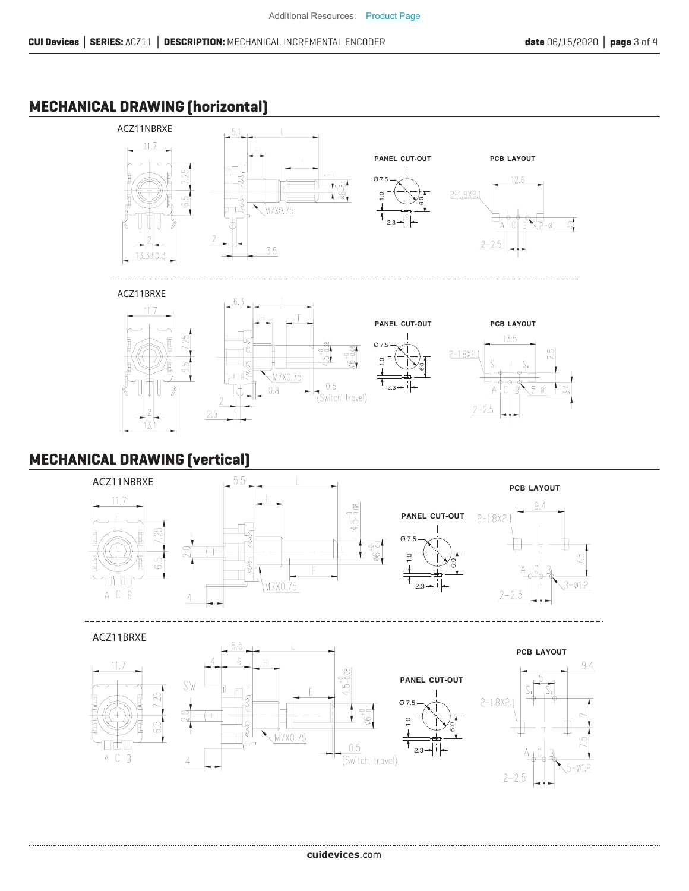Additional Resources: Product Page

## MECHANICAL DRAWING (horizontal)

ACZ11NBRXE

11.7
5.1
L
H
I
7.25
6.5
$\Phi6^{+0}_{-0.1}$
M7X0.75
2
2
3.5
13.3±0.3

PANEL CUT-OUT

Ø 7.5
1.0
6.0
2.3

PCB LAYOUT

12.6
2-1.8X2.1
A C B
2-Ø1
3.5
2-2.5

ACZ11BRXE

11.7
6.3
L
H
F
7.25
6.5
$4.5^{+0}_{-0.08}$
$\Phi6^{+0}_{-0.05}$
M7X0.75
0.8
0.5
(Switch travel)
2
2
2.5
13.1

PANEL CUT-OUT

Ø 7.5
1.0
6.0
2.3

PCB LAYOUT

13.5
2-1.8X2.1
$S_1$
$S_2$
2.5
A C B
5-Ø1
3.4
2-2.5

## MECHANICAL DRAWING (vertical)

ACZ11NBRXE

11.7
5.5
L
H
$4.5^{+0}_{-0.08}$
7.25
6.5
2.0
$\Phi6^{+0}_{-0.1}$
F
M7X0.75
A C B
4

PANEL CUT-OUT

Ø 7.5
1.0
6.0
2.3

PCB LAYOUT

9.4
2-1.8X2.1
7.5
A C B
3-Ø1.2
2-2.5

ACZ11BRXE

11.7
6.5
L
4
6
H
SW
$4.5^{+0}_{-0.08}$
F
7.25
6.5
2.0
$\Phi6^{+0}_{-0.1}$
M7X0.75
0.5
(Switch travel)
A C B
4

PANEL CUT-OUT

Ø 7.5
1.0
6.0
2.3

PCB LAYOUT

9.4
5
$S_1$
$S_2$
2-1.8X2.1
7
7.5
A C B
5-Ø1.2
2-2.5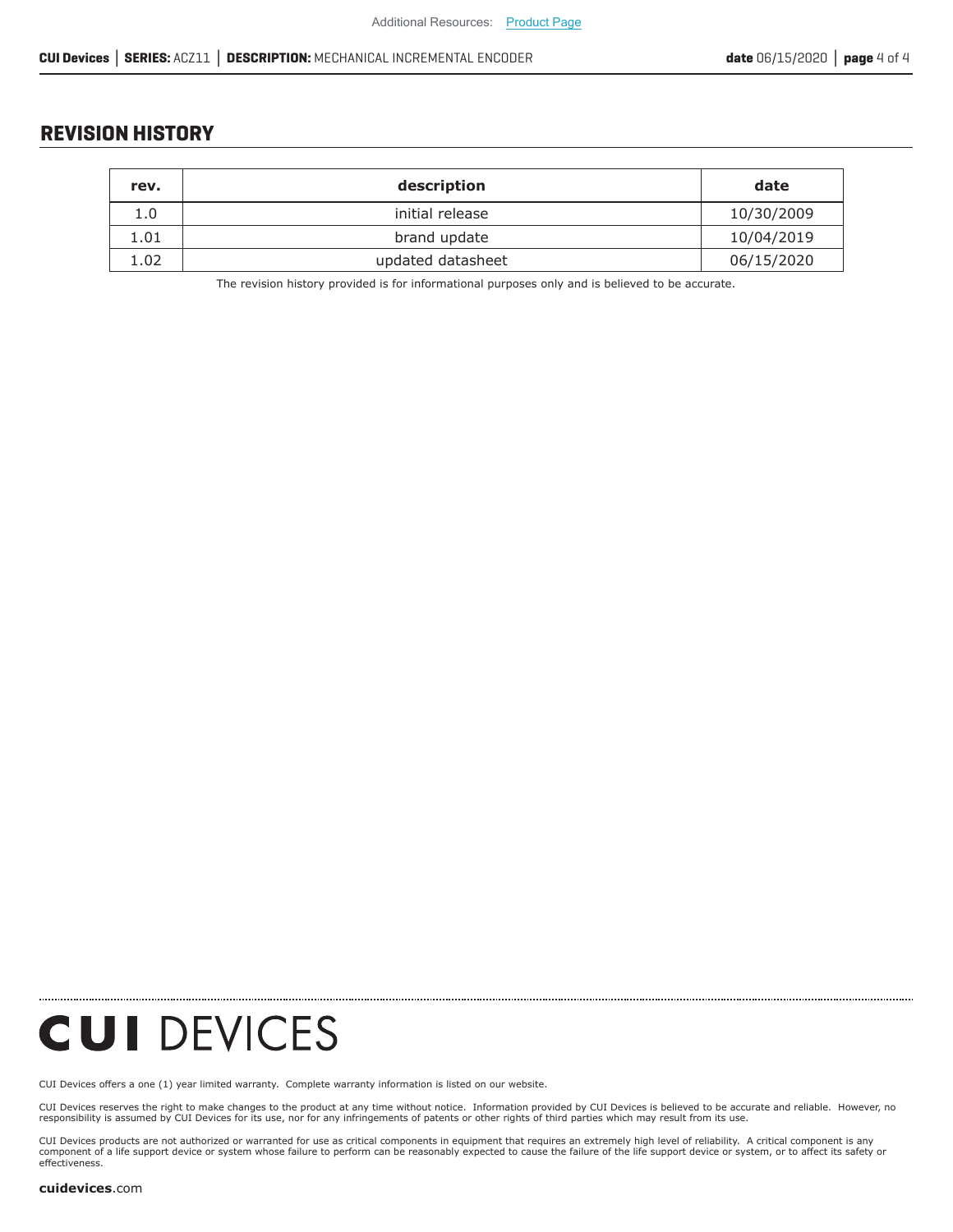## REVISION HISTORY

| rev. | description | date |
|---|---|---|
| 1.0 | initial release | 10/30/2009 |
| 1.01 | brand update | 10/04/2019 |
| 1.02 | updated datasheet | 06/15/2020 |

The revision history provided is for informational purposes only and is believed to be accurate.

**CUI** DEVICES

CUI Devices offers a one (1) year limited warranty. Complete warranty information is listed on our website.

CUI Devices reserves the right to make changes to the product at any time without notice. Information provided by CUI Devices is believed to be accurate and reliable. However, no responsibility is assumed by CUI Devices for its use, nor for any infringements of patents or other rights of third parties which may result from its use.

CUI Devices products are not authorized or warranted for use as critical components in equipment that requires an extremely high level of reliability. A critical component is any component of a life support device or system whose failure to perform can be reasonably expected to cause the failure of the life support device or system, or to affect its safety or effectiveness.

**cuidevices**.com